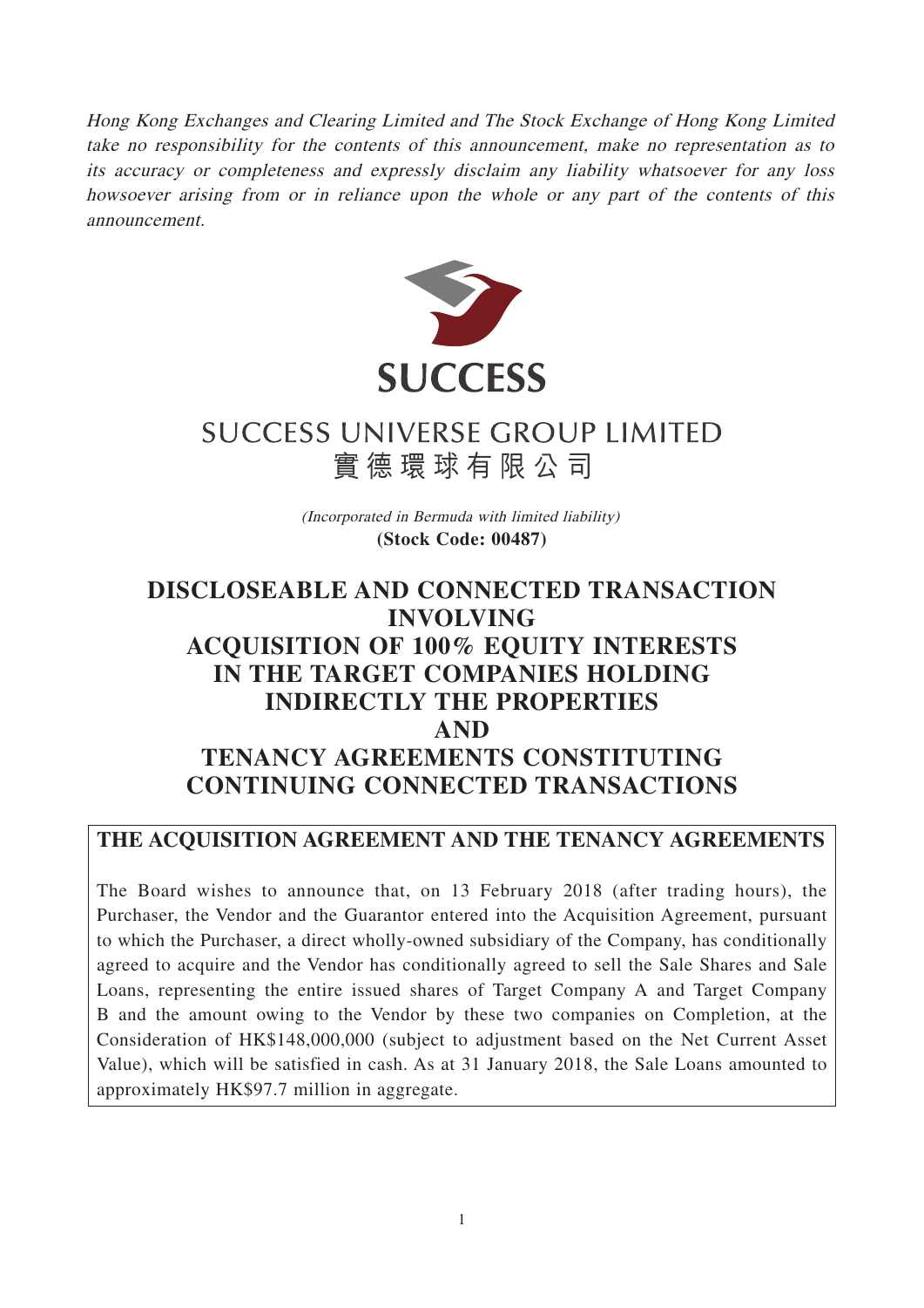*Hong Kong Exchanges and Clearing Limited and The Stock Exchange of Hong Kong Limited take no responsibility for the contents of this announcement, make no representation as to its accuracy or completeness and expressly disclaim any liability whatsoever for any loss howsoever arising from or in reliance upon the whole or any part of the contents of this announcement.*

SUCCESS

# SUCCESS UNIVERSE GROUP LIMITED
# 實德環球有限公司

*(Incorporated in Bermuda with limited liability)*
**(Stock Code: 00487)**

# DISCLOSEABLE AND CONNECTED TRANSACTION INVOLVING ACQUISITION OF 100% EQUITY INTERESTS IN THE TARGET COMPANIES HOLDING INDIRECTLY THE PROPERTIES AND TENANCY AGREEMENTS CONSTITUTING CONTINUING CONNECTED TRANSACTIONS

## THE ACQUISITION AGREEMENT AND THE TENANCY AGREEMENTS

The Board wishes to announce that, on 13 February 2018 (after trading hours), the Purchaser, the Vendor and the Guarantor entered into the Acquisition Agreement, pursuant to which the Purchaser, a direct wholly-owned subsidiary of the Company, has conditionally agreed to acquire and the Vendor has conditionally agreed to sell the Sale Shares and Sale Loans, representing the entire issued shares of Target Company A and Target Company B and the amount owing to the Vendor by these two companies on Completion, at the Consideration of HK$148,000,000 (subject to adjustment based on the Net Current Asset Value), which will be satisfied in cash. As at 31 January 2018, the Sale Loans amounted to approximately HK$97.7 million in aggregate.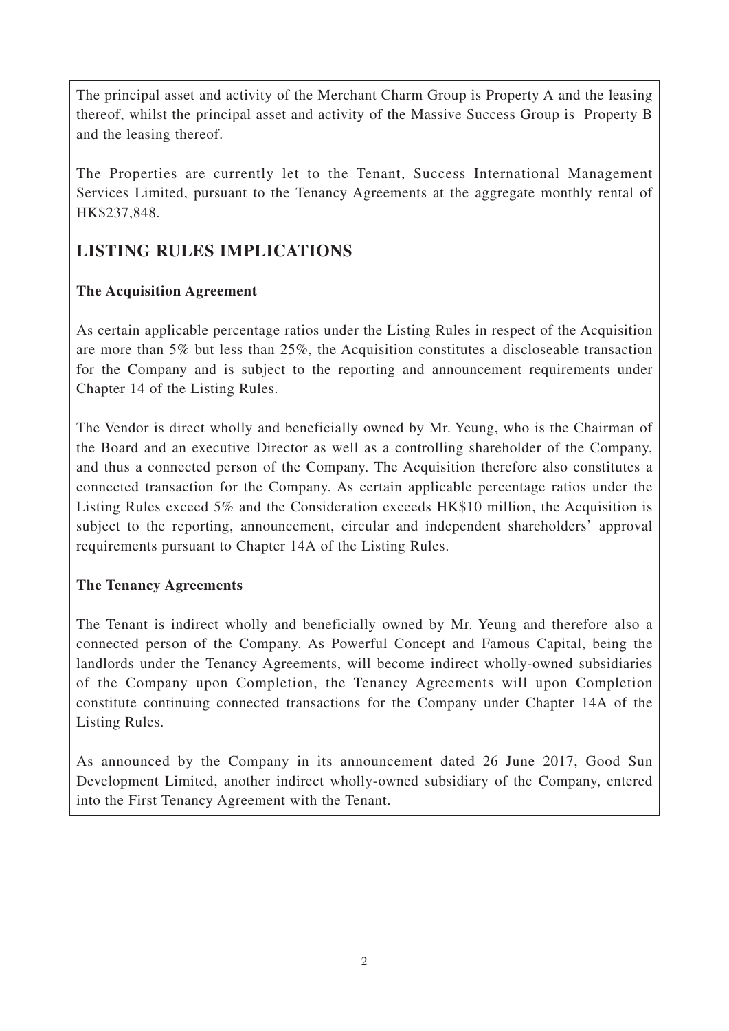The principal asset and activity of the Merchant Charm Group is Property A and the leasing thereof, whilst the principal asset and activity of the Massive Success Group is Property B and the leasing thereof.

The Properties are currently let to the Tenant, Success International Management Services Limited, pursuant to the Tenancy Agreements at the aggregate monthly rental of HK$237,848.

## LISTING RULES IMPLICATIONS

### The Acquisition Agreement

As certain applicable percentage ratios under the Listing Rules in respect of the Acquisition are more than 5% but less than 25%, the Acquisition constitutes a discloseable transaction for the Company and is subject to the reporting and announcement requirements under Chapter 14 of the Listing Rules.

The Vendor is direct wholly and beneficially owned by Mr. Yeung, who is the Chairman of the Board and an executive Director as well as a controlling shareholder of the Company, and thus a connected person of the Company. The Acquisition therefore also constitutes a connected transaction for the Company. As certain applicable percentage ratios under the Listing Rules exceed 5% and the Consideration exceeds HK$10 million, the Acquisition is subject to the reporting, announcement, circular and independent shareholders' approval requirements pursuant to Chapter 14A of the Listing Rules.

### The Tenancy Agreements

The Tenant is indirect wholly and beneficially owned by Mr. Yeung and therefore also a connected person of the Company. As Powerful Concept and Famous Capital, being the landlords under the Tenancy Agreements, will become indirect wholly-owned subsidiaries of the Company upon Completion, the Tenancy Agreements will upon Completion constitute continuing connected transactions for the Company under Chapter 14A of the Listing Rules.

As announced by the Company in its announcement dated 26 June 2017, Good Sun Development Limited, another indirect wholly-owned subsidiary of the Company, entered into the First Tenancy Agreement with the Tenant.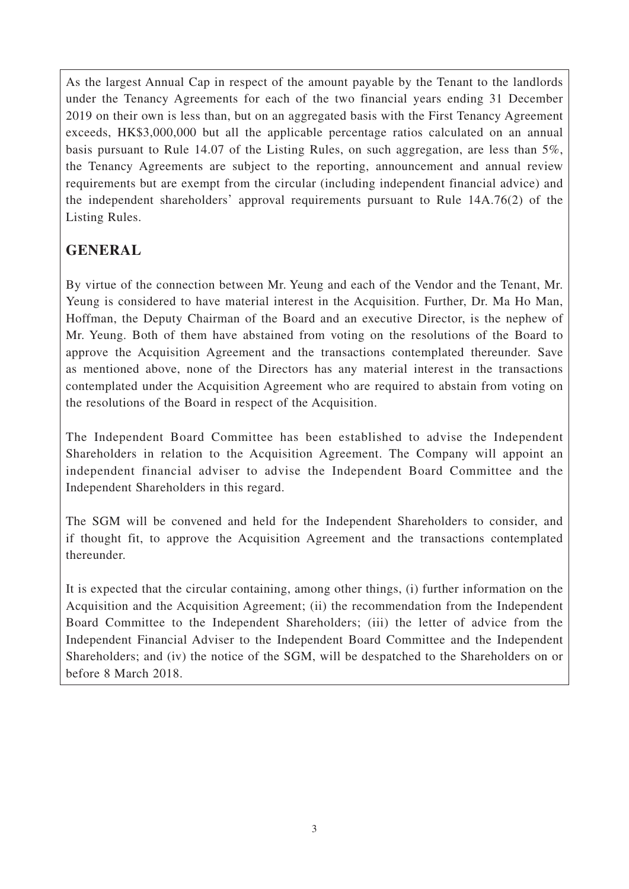As the largest Annual Cap in respect of the amount payable by the Tenant to the landlords under the Tenancy Agreements for each of the two financial years ending 31 December 2019 on their own is less than, but on an aggregated basis with the First Tenancy Agreement exceeds, HK$3,000,000 but all the applicable percentage ratios calculated on an annual basis pursuant to Rule 14.07 of the Listing Rules, on such aggregation, are less than 5%, the Tenancy Agreements are subject to the reporting, announcement and annual review requirements but are exempt from the circular (including independent financial advice) and the independent shareholders' approval requirements pursuant to Rule 14A.76(2) of the Listing Rules.

## GENERAL

By virtue of the connection between Mr. Yeung and each of the Vendor and the Tenant, Mr. Yeung is considered to have material interest in the Acquisition. Further, Dr. Ma Ho Man, Hoffman, the Deputy Chairman of the Board and an executive Director, is the nephew of Mr. Yeung. Both of them have abstained from voting on the resolutions of the Board to approve the Acquisition Agreement and the transactions contemplated thereunder. Save as mentioned above, none of the Directors has any material interest in the transactions contemplated under the Acquisition Agreement who are required to abstain from voting on the resolutions of the Board in respect of the Acquisition.

The Independent Board Committee has been established to advise the Independent Shareholders in relation to the Acquisition Agreement. The Company will appoint an independent financial adviser to advise the Independent Board Committee and the Independent Shareholders in this regard.

The SGM will be convened and held for the Independent Shareholders to consider, and if thought fit, to approve the Acquisition Agreement and the transactions contemplated thereunder.

It is expected that the circular containing, among other things, (i) further information on the Acquisition and the Acquisition Agreement; (ii) the recommendation from the Independent Board Committee to the Independent Shareholders; (iii) the letter of advice from the Independent Financial Adviser to the Independent Board Committee and the Independent Shareholders; and (iv) the notice of the SGM, will be despatched to the Shareholders on or before 8 March 2018.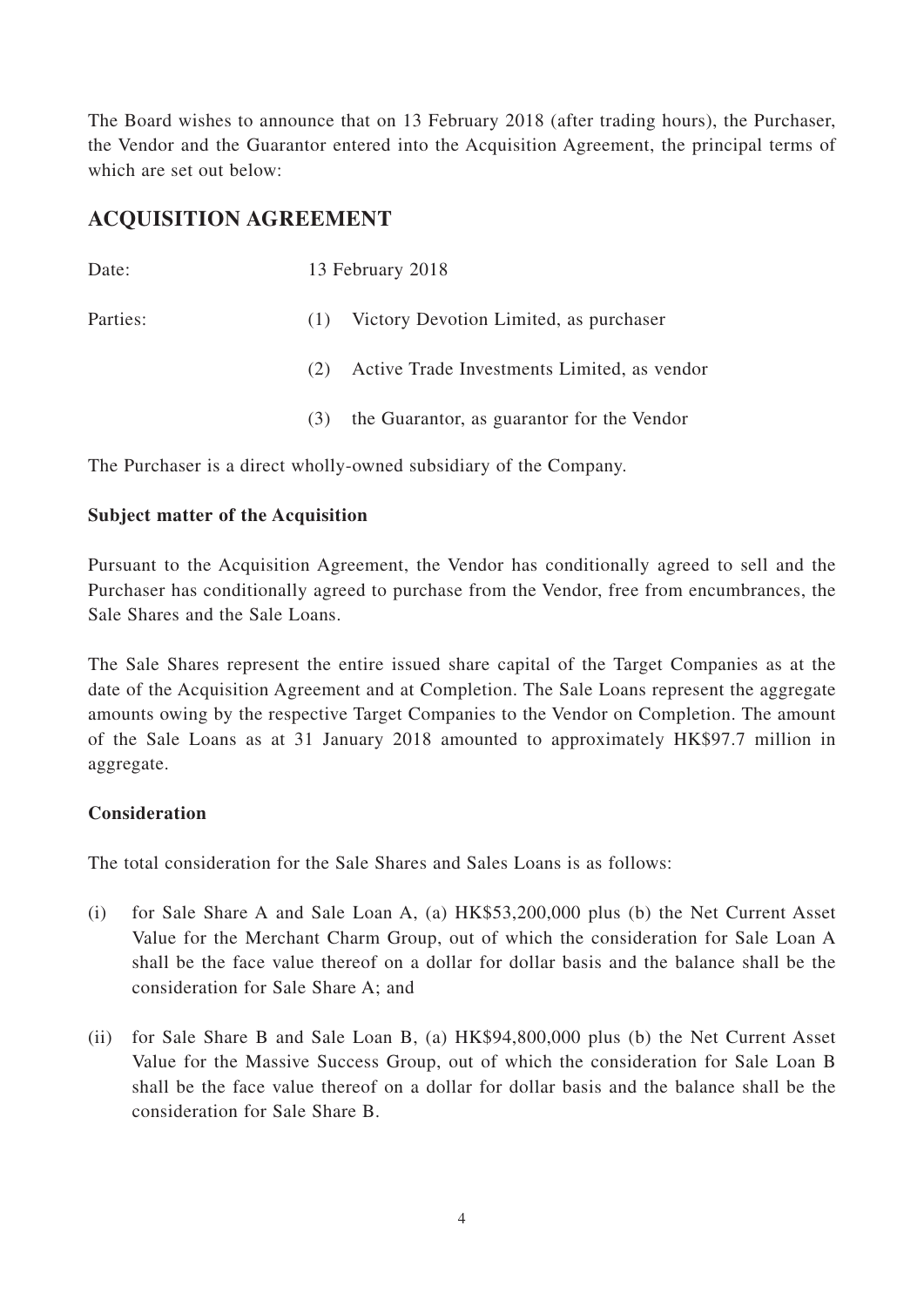The Board wishes to announce that on 13 February 2018 (after trading hours), the Purchaser, the Vendor and the Guarantor entered into the Acquisition Agreement, the principal terms of which are set out below:

## ACQUISITION AGREEMENT

Date: 13 February 2018

Parties:

(1) Victory Devotion Limited, as purchaser

(2) Active Trade Investments Limited, as vendor

(3) the Guarantor, as guarantor for the Vendor

The Purchaser is a direct wholly-owned subsidiary of the Company.

### Subject matter of the Acquisition

Pursuant to the Acquisition Agreement, the Vendor has conditionally agreed to sell and the Purchaser has conditionally agreed to purchase from the Vendor, free from encumbrances, the Sale Shares and the Sale Loans.

The Sale Shares represent the entire issued share capital of the Target Companies as at the date of the Acquisition Agreement and at Completion. The Sale Loans represent the aggregate amounts owing by the respective Target Companies to the Vendor on Completion. The amount of the Sale Loans as at 31 January 2018 amounted to approximately HK$97.7 million in aggregate.

### Consideration

The total consideration for the Sale Shares and Sales Loans is as follows:

(i) for Sale Share A and Sale Loan A, (a) HK$53,200,000 plus (b) the Net Current Asset Value for the Merchant Charm Group, out of which the consideration for Sale Loan A shall be the face value thereof on a dollar for dollar basis and the balance shall be the consideration for Sale Share A; and

(ii) for Sale Share B and Sale Loan B, (a) HK$94,800,000 plus (b) the Net Current Asset Value for the Massive Success Group, out of which the consideration for Sale Loan B shall be the face value thereof on a dollar for dollar basis and the balance shall be the consideration for Sale Share B.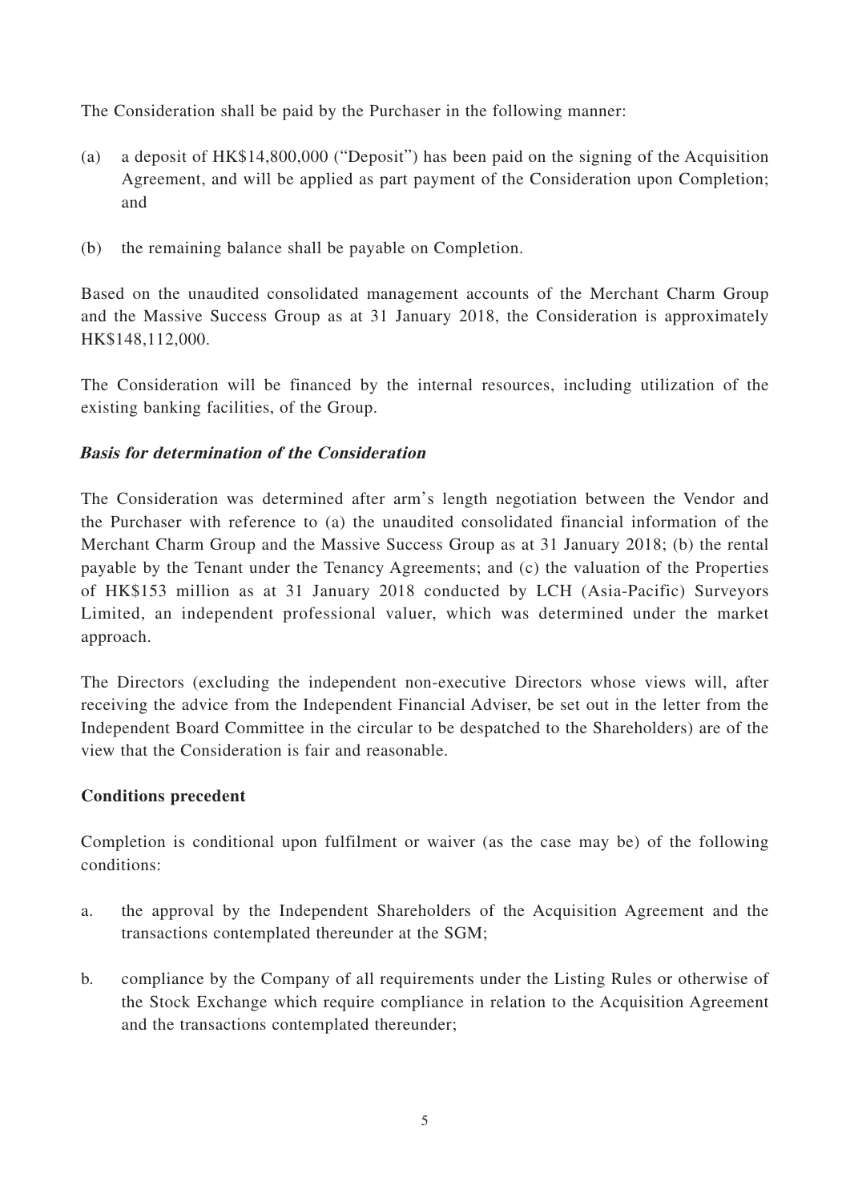The Consideration shall be paid by the Purchaser in the following manner:

(a) a deposit of HK$14,800,000 ("Deposit") has been paid on the signing of the Acquisition Agreement, and will be applied as part payment of the Consideration upon Completion; and

(b) the remaining balance shall be payable on Completion.

Based on the unaudited consolidated management accounts of the Merchant Charm Group and the Massive Success Group as at 31 January 2018, the Consideration is approximately HK$148,112,000.

The Consideration will be financed by the internal resources, including utilization of the existing banking facilities, of the Group.

***Basis for determination of the Consideration***

The Consideration was determined after arm's length negotiation between the Vendor and the Purchaser with reference to (a) the unaudited consolidated financial information of the Merchant Charm Group and the Massive Success Group as at 31 January 2018; (b) the rental payable by the Tenant under the Tenancy Agreements; and (c) the valuation of the Properties of HK$153 million as at 31 January 2018 conducted by LCH (Asia-Pacific) Surveyors Limited, an independent professional valuer, which was determined under the market approach.

The Directors (excluding the independent non-executive Directors whose views will, after receiving the advice from the Independent Financial Adviser, be set out in the letter from the Independent Board Committee in the circular to be despatched to the Shareholders) are of the view that the Consideration is fair and reasonable.

**Conditions precedent**

Completion is conditional upon fulfilment or waiver (as the case may be) of the following conditions:

a. the approval by the Independent Shareholders of the Acquisition Agreement and the transactions contemplated thereunder at the SGM;

b. compliance by the Company of all requirements under the Listing Rules or otherwise of the Stock Exchange which require compliance in relation to the Acquisition Agreement and the transactions contemplated thereunder;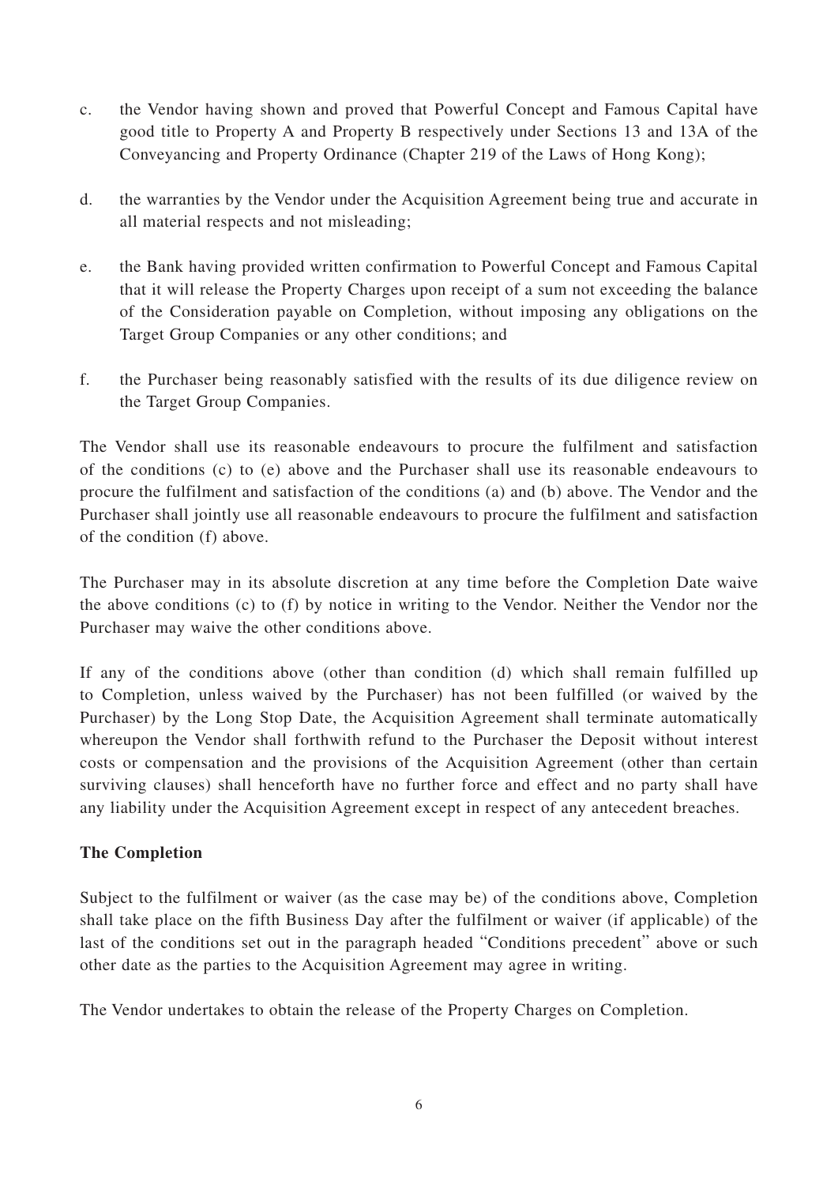c. the Vendor having shown and proved that Powerful Concept and Famous Capital have good title to Property A and Property B respectively under Sections 13 and 13A of the Conveyancing and Property Ordinance (Chapter 219 of the Laws of Hong Kong);

d. the warranties by the Vendor under the Acquisition Agreement being true and accurate in all material respects and not misleading;

e. the Bank having provided written confirmation to Powerful Concept and Famous Capital that it will release the Property Charges upon receipt of a sum not exceeding the balance of the Consideration payable on Completion, without imposing any obligations on the Target Group Companies or any other conditions; and

f. the Purchaser being reasonably satisfied with the results of its due diligence review on the Target Group Companies.

The Vendor shall use its reasonable endeavours to procure the fulfilment and satisfaction of the conditions (c) to (e) above and the Purchaser shall use its reasonable endeavours to procure the fulfilment and satisfaction of the conditions (a) and (b) above. The Vendor and the Purchaser shall jointly use all reasonable endeavours to procure the fulfilment and satisfaction of the condition (f) above.

The Purchaser may in its absolute discretion at any time before the Completion Date waive the above conditions (c) to (f) by notice in writing to the Vendor. Neither the Vendor nor the Purchaser may waive the other conditions above.

If any of the conditions above (other than condition (d) which shall remain fulfilled up to Completion, unless waived by the Purchaser) has not been fulfilled (or waived by the Purchaser) by the Long Stop Date, the Acquisition Agreement shall terminate automatically whereupon the Vendor shall forthwith refund to the Purchaser the Deposit without interest costs or compensation and the provisions of the Acquisition Agreement (other than certain surviving clauses) shall henceforth have no further force and effect and no party shall have any liability under the Acquisition Agreement except in respect of any antecedent breaches.

**The Completion**

Subject to the fulfilment or waiver (as the case may be) of the conditions above, Completion shall take place on the fifth Business Day after the fulfilment or waiver (if applicable) of the last of the conditions set out in the paragraph headed "Conditions precedent" above or such other date as the parties to the Acquisition Agreement may agree in writing.

The Vendor undertakes to obtain the release of the Property Charges on Completion.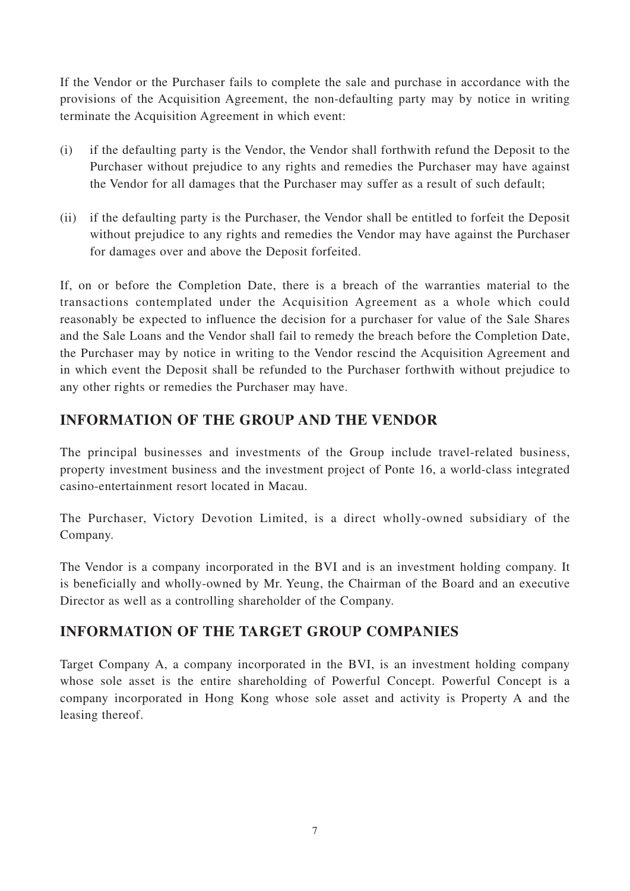If the Vendor or the Purchaser fails to complete the sale and purchase in accordance with the provisions of the Acquisition Agreement, the non-defaulting party may by notice in writing terminate the Acquisition Agreement in which event:

(i) if the defaulting party is the Vendor, the Vendor shall forthwith refund the Deposit to the Purchaser without prejudice to any rights and remedies the Purchaser may have against the Vendor for all damages that the Purchaser may suffer as a result of such default;

(ii) if the defaulting party is the Purchaser, the Vendor shall be entitled to forfeit the Deposit without prejudice to any rights and remedies the Vendor may have against the Purchaser for damages over and above the Deposit forfeited.

If, on or before the Completion Date, there is a breach of the warranties material to the transactions contemplated under the Acquisition Agreement as a whole which could reasonably be expected to influence the decision for a purchaser for value of the Sale Shares and the Sale Loans and the Vendor shall fail to remedy the breach before the Completion Date, the Purchaser may by notice in writing to the Vendor rescind the Acquisition Agreement and in which event the Deposit shall be refunded to the Purchaser forthwith without prejudice to any other rights or remedies the Purchaser may have.

## INFORMATION OF THE GROUP AND THE VENDOR

The principal businesses and investments of the Group include travel-related business, property investment business and the investment project of Ponte 16, a world-class integrated casino-entertainment resort located in Macau.

The Purchaser, Victory Devotion Limited, is a direct wholly-owned subsidiary of the Company.

The Vendor is a company incorporated in the BVI and is an investment holding company. It is beneficially and wholly-owned by Mr. Yeung, the Chairman of the Board and an executive Director as well as a controlling shareholder of the Company.

## INFORMATION OF THE TARGET GROUP COMPANIES

Target Company A, a company incorporated in the BVI, is an investment holding company whose sole asset is the entire shareholding of Powerful Concept. Powerful Concept is a company incorporated in Hong Kong whose sole asset and activity is Property A and the leasing thereof.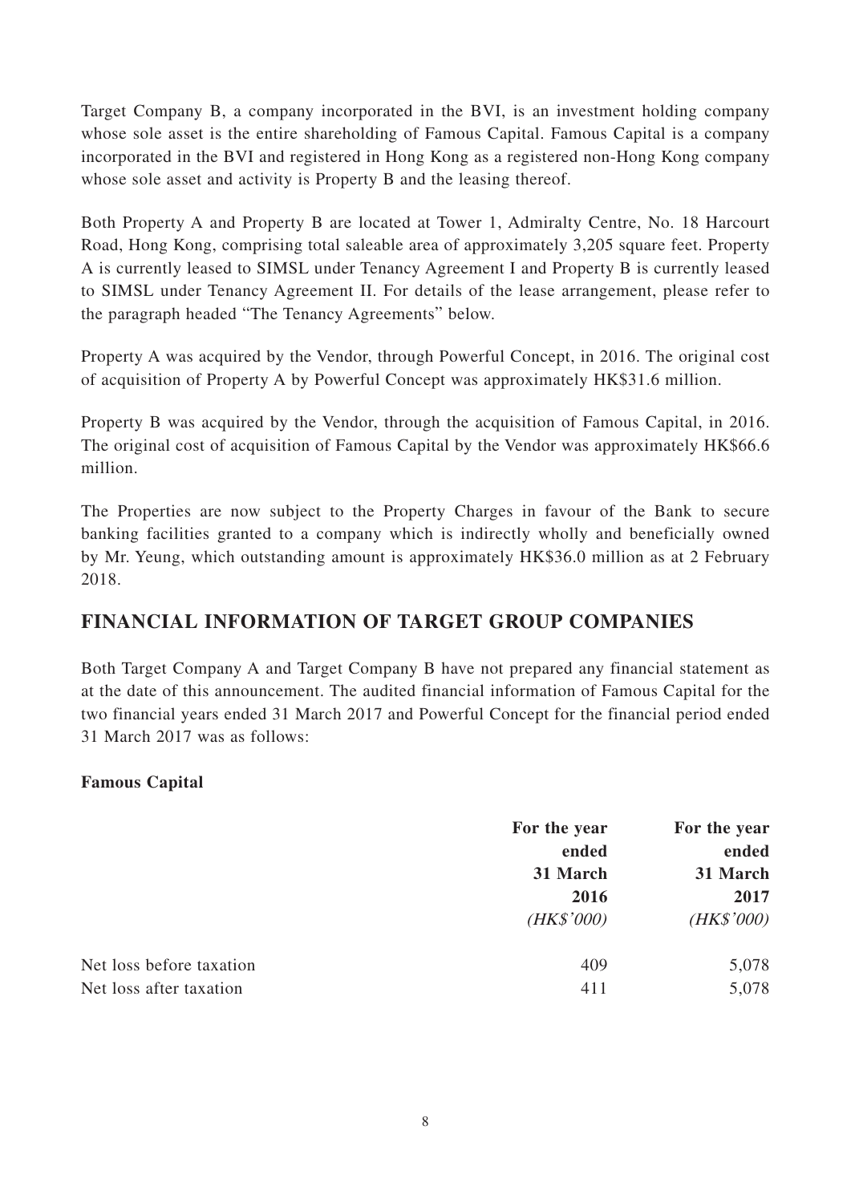Target Company B, a company incorporated in the BVI, is an investment holding company whose sole asset is the entire shareholding of Famous Capital. Famous Capital is a company incorporated in the BVI and registered in Hong Kong as a registered non-Hong Kong company whose sole asset and activity is Property B and the leasing thereof.

Both Property A and Property B are located at Tower 1, Admiralty Centre, No. 18 Harcourt Road, Hong Kong, comprising total saleable area of approximately 3,205 square feet. Property A is currently leased to SIMSL under Tenancy Agreement I and Property B is currently leased to SIMSL under Tenancy Agreement II. For details of the lease arrangement, please refer to the paragraph headed "The Tenancy Agreements" below.

Property A was acquired by the Vendor, through Powerful Concept, in 2016. The original cost of acquisition of Property A by Powerful Concept was approximately HK$31.6 million.

Property B was acquired by the Vendor, through the acquisition of Famous Capital, in 2016. The original cost of acquisition of Famous Capital by the Vendor was approximately HK$66.6 million.

The Properties are now subject to the Property Charges in favour of the Bank to secure banking facilities granted to a company which is indirectly wholly and beneficially owned by Mr. Yeung, which outstanding amount is approximately HK$36.0 million as at 2 February 2018.

## FINANCIAL INFORMATION OF TARGET GROUP COMPANIES

Both Target Company A and Target Company B have not prepared any financial statement as at the date of this announcement. The audited financial information of Famous Capital for the two financial years ended 31 March 2017 and Powerful Concept for the financial period ended 31 March 2017 was as follows:

**Famous Capital**

| | **For the year ended 31 March 2016** *(HK$'000)* | **For the year ended 31 March 2017** *(HK$'000)* |
|---|---|---|
| Net loss before taxation | 409 | 5,078 |
| Net loss after taxation | 411 | 5,078 |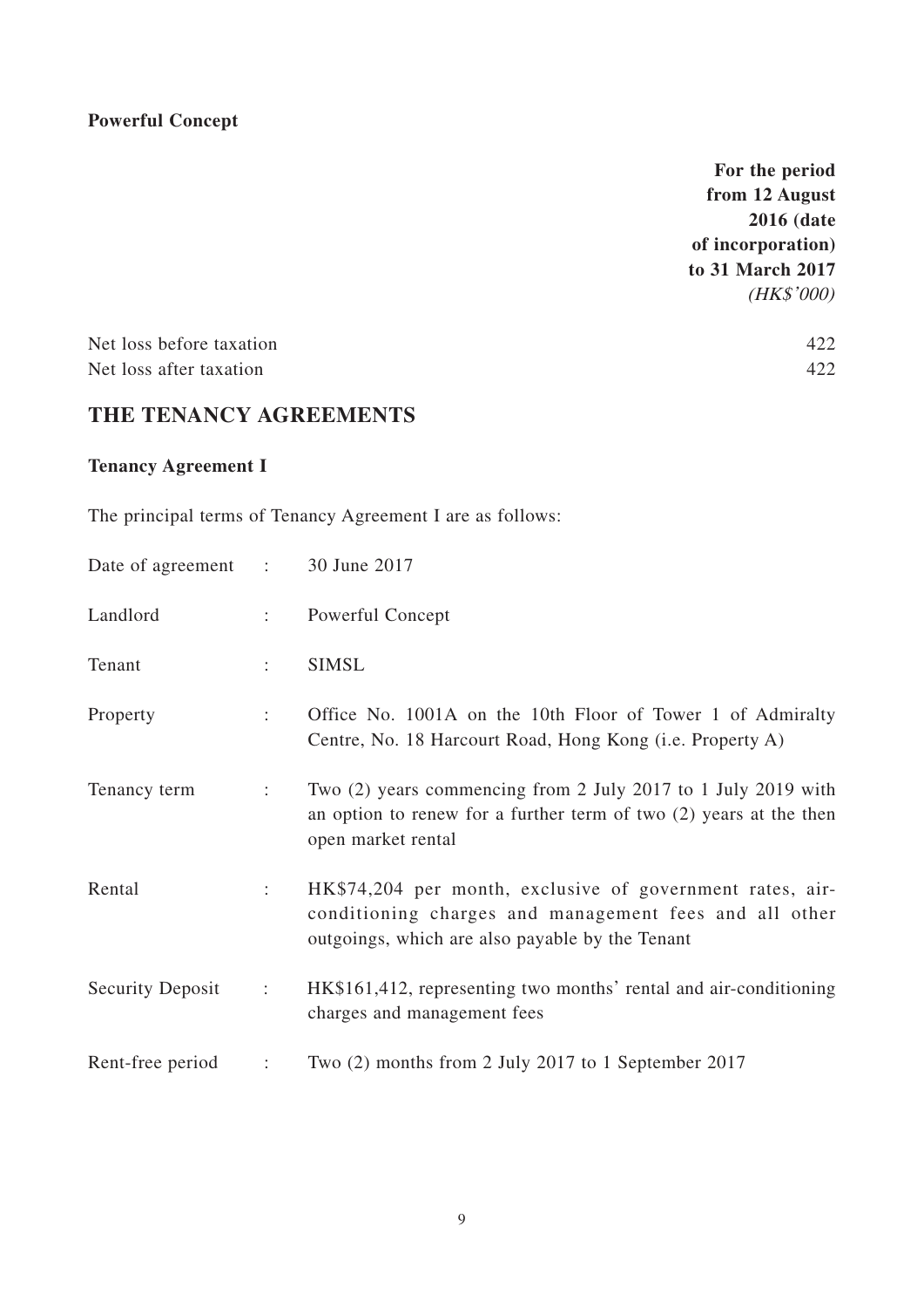**Powerful Concept**

| | For the period from 12 August 2016 (date of incorporation) to 31 March 2017 *(HK$'000)* |
|---|---|
| Net loss before taxation | 422 |
| Net loss after taxation | 422 |

## THE TENANCY AGREEMENTS

### Tenancy Agreement I

The principal terms of Tenancy Agreement I are as follows:

| | | |
|---|---|---|
| Date of agreement | : | 30 June 2017 |
| Landlord | : | Powerful Concept |
| Tenant | : | SIMSL |
| Property | : | Office No. 1001A on the 10th Floor of Tower 1 of Admiralty Centre, No. 18 Harcourt Road, Hong Kong (i.e. Property A) |
| Tenancy term | : | Two (2) years commencing from 2 July 2017 to 1 July 2019 with an option to renew for a further term of two (2) years at the then open market rental |
| Rental | : | HK$74,204 per month, exclusive of government rates, air-conditioning charges and management fees and all other outgoings, which are also payable by the Tenant |
| Security Deposit | : | HK$161,412, representing two months' rental and air-conditioning charges and management fees |
| Rent-free period | : | Two (2) months from 2 July 2017 to 1 September 2017 |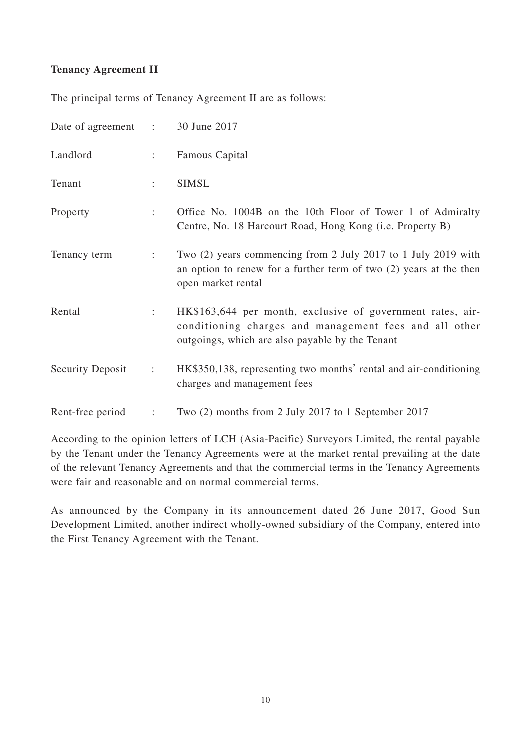**Tenancy Agreement II**

The principal terms of Tenancy Agreement II are as follows:

| | | |
|---|---|---|
| Date of agreement | : | 30 June 2017 |
| Landlord | : | Famous Capital |
| Tenant | : | SIMSL |
| Property | : | Office No. 1004B on the 10th Floor of Tower 1 of Admiralty Centre, No. 18 Harcourt Road, Hong Kong (i.e. Property B) |
| Tenancy term | : | Two (2) years commencing from 2 July 2017 to 1 July 2019 with an option to renew for a further term of two (2) years at the then open market rental |
| Rental | : | HK$163,644 per month, exclusive of government rates, air-conditioning charges and management fees and all other outgoings, which are also payable by the Tenant |
| Security Deposit | : | HK$350,138, representing two months' rental and air-conditioning charges and management fees |
| Rent-free period | : | Two (2) months from 2 July 2017 to 1 September 2017 |

According to the opinion letters of LCH (Asia-Pacific) Surveyors Limited, the rental payable by the Tenant under the Tenancy Agreements were at the market rental prevailing at the date of the relevant Tenancy Agreements and that the commercial terms in the Tenancy Agreements were fair and reasonable and on normal commercial terms.

As announced by the Company in its announcement dated 26 June 2017, Good Sun Development Limited, another indirect wholly-owned subsidiary of the Company, entered into the First Tenancy Agreement with the Tenant.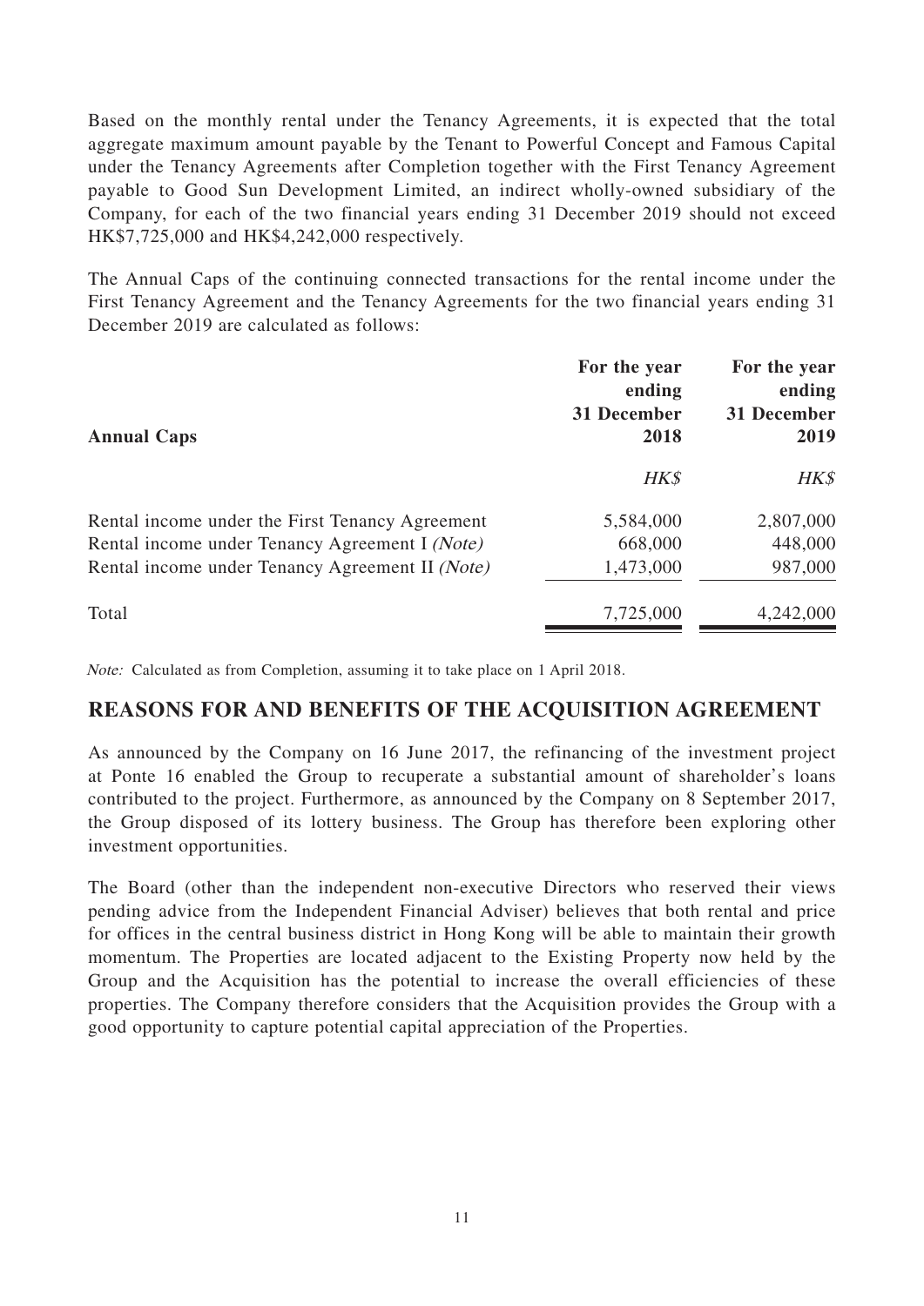Based on the monthly rental under the Tenancy Agreements, it is expected that the total aggregate maximum amount payable by the Tenant to Powerful Concept and Famous Capital under the Tenancy Agreements after Completion together with the First Tenancy Agreement payable to Good Sun Development Limited, an indirect wholly-owned subsidiary of the Company, for each of the two financial years ending 31 December 2019 should not exceed HK$7,725,000 and HK$4,242,000 respectively.

The Annual Caps of the continuing connected transactions for the rental income under the First Tenancy Agreement and the Tenancy Agreements for the two financial years ending 31 December 2019 are calculated as follows:

| **Annual Caps** | **For the year ending 31 December 2018** | **For the year ending 31 December 2019** |
|---|---|---|
| | *HK$* | *HK$* |
| Rental income under the First Tenancy Agreement | 5,584,000 | 2,807,000 |
| Rental income under Tenancy Agreement I *(Note)* | 668,000 | 448,000 |
| Rental income under Tenancy Agreement II *(Note)* | 1,473,000 | 987,000 |
| Total | 7,725,000 | 4,242,000 |

*Note:* Calculated as from Completion, assuming it to take place on 1 April 2018.

## REASONS FOR AND BENEFITS OF THE ACQUISITION AGREEMENT

As announced by the Company on 16 June 2017, the refinancing of the investment project at Ponte 16 enabled the Group to recuperate a substantial amount of shareholder's loans contributed to the project. Furthermore, as announced by the Company on 8 September 2017, the Group disposed of its lottery business. The Group has therefore been exploring other investment opportunities.

The Board (other than the independent non-executive Directors who reserved their views pending advice from the Independent Financial Adviser) believes that both rental and price for offices in the central business district in Hong Kong will be able to maintain their growth momentum. The Properties are located adjacent to the Existing Property now held by the Group and the Acquisition has the potential to increase the overall efficiencies of these properties. The Company therefore considers that the Acquisition provides the Group with a good opportunity to capture potential capital appreciation of the Properties.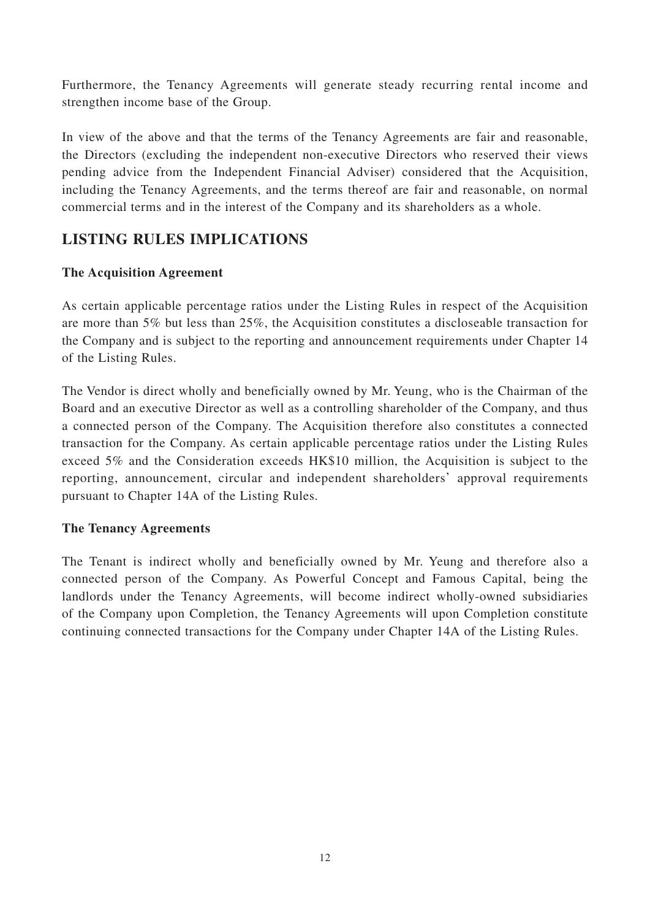Furthermore, the Tenancy Agreements will generate steady recurring rental income and strengthen income base of the Group.

In view of the above and that the terms of the Tenancy Agreements are fair and reasonable, the Directors (excluding the independent non-executive Directors who reserved their views pending advice from the Independent Financial Adviser) considered that the Acquisition, including the Tenancy Agreements, and the terms thereof are fair and reasonable, on normal commercial terms and in the interest of the Company and its shareholders as a whole.

## LISTING RULES IMPLICATIONS

### The Acquisition Agreement

As certain applicable percentage ratios under the Listing Rules in respect of the Acquisition are more than 5% but less than 25%, the Acquisition constitutes a discloseable transaction for the Company and is subject to the reporting and announcement requirements under Chapter 14 of the Listing Rules.

The Vendor is direct wholly and beneficially owned by Mr. Yeung, who is the Chairman of the Board and an executive Director as well as a controlling shareholder of the Company, and thus a connected person of the Company. The Acquisition therefore also constitutes a connected transaction for the Company. As certain applicable percentage ratios under the Listing Rules exceed 5% and the Consideration exceeds HK$10 million, the Acquisition is subject to the reporting, announcement, circular and independent shareholders' approval requirements pursuant to Chapter 14A of the Listing Rules.

### The Tenancy Agreements

The Tenant is indirect wholly and beneficially owned by Mr. Yeung and therefore also a connected person of the Company. As Powerful Concept and Famous Capital, being the landlords under the Tenancy Agreements, will become indirect wholly-owned subsidiaries of the Company upon Completion, the Tenancy Agreements will upon Completion constitute continuing connected transactions for the Company under Chapter 14A of the Listing Rules.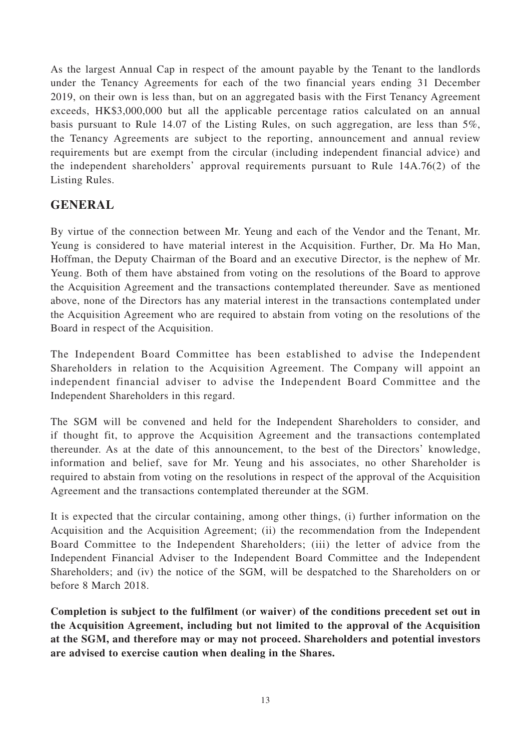As the largest Annual Cap in respect of the amount payable by the Tenant to the landlords under the Tenancy Agreements for each of the two financial years ending 31 December 2019, on their own is less than, but on an aggregated basis with the First Tenancy Agreement exceeds, HK$3,000,000 but all the applicable percentage ratios calculated on an annual basis pursuant to Rule 14.07 of the Listing Rules, on such aggregation, are less than 5%, the Tenancy Agreements are subject to the reporting, announcement and annual review requirements but are exempt from the circular (including independent financial advice) and the independent shareholders' approval requirements pursuant to Rule 14A.76(2) of the Listing Rules.

## GENERAL

By virtue of the connection between Mr. Yeung and each of the Vendor and the Tenant, Mr. Yeung is considered to have material interest in the Acquisition. Further, Dr. Ma Ho Man, Hoffman, the Deputy Chairman of the Board and an executive Director, is the nephew of Mr. Yeung. Both of them have abstained from voting on the resolutions of the Board to approve the Acquisition Agreement and the transactions contemplated thereunder. Save as mentioned above, none of the Directors has any material interest in the transactions contemplated under the Acquisition Agreement who are required to abstain from voting on the resolutions of the Board in respect of the Acquisition.

The Independent Board Committee has been established to advise the Independent Shareholders in relation to the Acquisition Agreement. The Company will appoint an independent financial adviser to advise the Independent Board Committee and the Independent Shareholders in this regard.

The SGM will be convened and held for the Independent Shareholders to consider, and if thought fit, to approve the Acquisition Agreement and the transactions contemplated thereunder. As at the date of this announcement, to the best of the Directors' knowledge, information and belief, save for Mr. Yeung and his associates, no other Shareholder is required to abstain from voting on the resolutions in respect of the approval of the Acquisition Agreement and the transactions contemplated thereunder at the SGM.

It is expected that the circular containing, among other things, (i) further information on the Acquisition and the Acquisition Agreement; (ii) the recommendation from the Independent Board Committee to the Independent Shareholders; (iii) the letter of advice from the Independent Financial Adviser to the Independent Board Committee and the Independent Shareholders; and (iv) the notice of the SGM, will be despatched to the Shareholders on or before 8 March 2018.

**Completion is subject to the fulfilment (or waiver) of the conditions precedent set out in the Acquisition Agreement, including but not limited to the approval of the Acquisition at the SGM, and therefore may or may not proceed. Shareholders and potential investors are advised to exercise caution when dealing in the Shares.**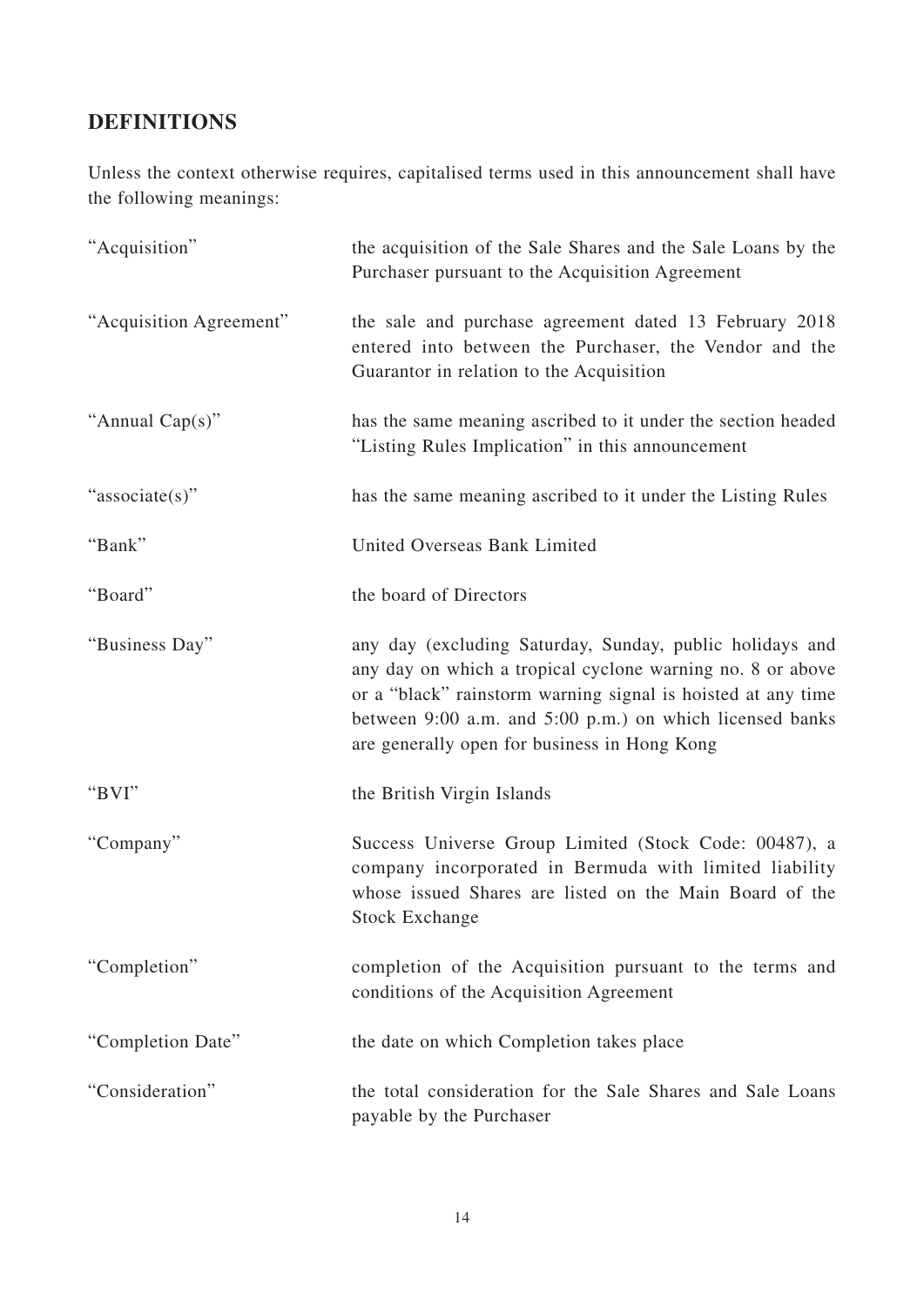## DEFINITIONS

Unless the context otherwise requires, capitalised terms used in this announcement shall have the following meanings:

| | |
|---|---|
| "Acquisition" | the acquisition of the Sale Shares and the Sale Loans by the Purchaser pursuant to the Acquisition Agreement |
| "Acquisition Agreement" | the sale and purchase agreement dated 13 February 2018 entered into between the Purchaser, the Vendor and the Guarantor in relation to the Acquisition |
| "Annual Cap(s)" | has the same meaning ascribed to it under the section headed "Listing Rules Implication" in this announcement |
| "associate(s)" | has the same meaning ascribed to it under the Listing Rules |
| "Bank" | United Overseas Bank Limited |
| "Board" | the board of Directors |
| "Business Day" | any day (excluding Saturday, Sunday, public holidays and any day on which a tropical cyclone warning no. 8 or above or a "black" rainstorm warning signal is hoisted at any time between 9:00 a.m. and 5:00 p.m.) on which licensed banks are generally open for business in Hong Kong |
| "BVI" | the British Virgin Islands |
| "Company" | Success Universe Group Limited (Stock Code: 00487), a company incorporated in Bermuda with limited liability whose issued Shares are listed on the Main Board of the Stock Exchange |
| "Completion" | completion of the Acquisition pursuant to the terms and conditions of the Acquisition Agreement |
| "Completion Date" | the date on which Completion takes place |
| "Consideration" | the total consideration for the Sale Shares and Sale Loans payable by the Purchaser |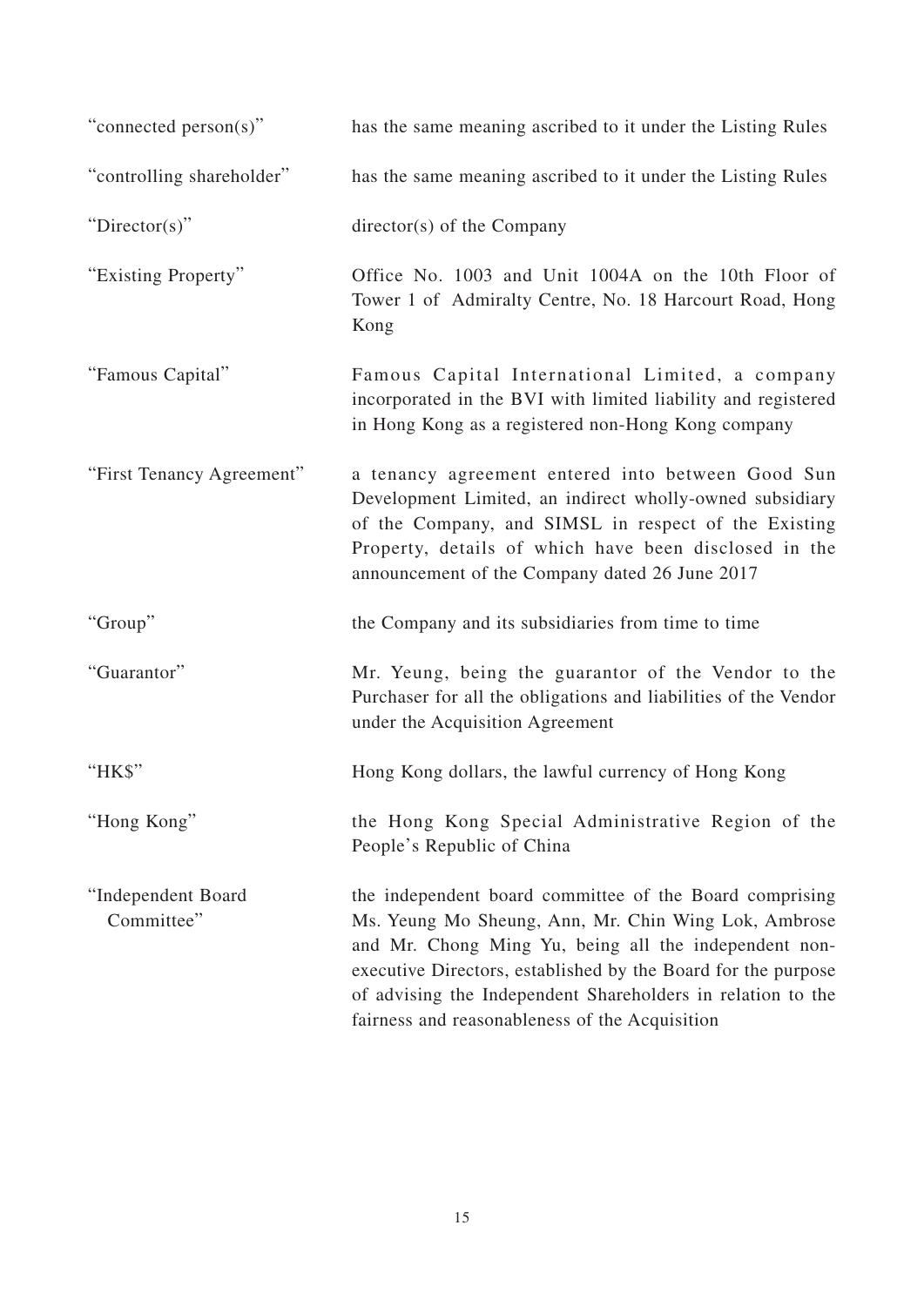| | |
|---|---|
| "connected person(s)" | has the same meaning ascribed to it under the Listing Rules |
| "controlling shareholder" | has the same meaning ascribed to it under the Listing Rules |
| "Director(s)" | director(s) of the Company |
| "Existing Property" | Office No. 1003 and Unit 1004A on the 10th Floor of Tower 1 of Admiralty Centre, No. 18 Harcourt Road, Hong Kong |
| "Famous Capital" | Famous Capital International Limited, a company incorporated in the BVI with limited liability and registered in Hong Kong as a registered non-Hong Kong company |
| "First Tenancy Agreement" | a tenancy agreement entered into between Good Sun Development Limited, an indirect wholly-owned subsidiary of the Company, and SIMSL in respect of the Existing Property, details of which have been disclosed in the announcement of the Company dated 26 June 2017 |
| "Group" | the Company and its subsidiaries from time to time |
| "Guarantor" | Mr. Yeung, being the guarantor of the Vendor to the Purchaser for all the obligations and liabilities of the Vendor under the Acquisition Agreement |
| "HK$" | Hong Kong dollars, the lawful currency of Hong Kong |
| "Hong Kong" | the Hong Kong Special Administrative Region of the People's Republic of China |
| "Independent Board Committee" | the independent board committee of the Board comprising Ms. Yeung Mo Sheung, Ann, Mr. Chin Wing Lok, Ambrose and Mr. Chong Ming Yu, being all the independent non-executive Directors, established by the Board for the purpose of advising the Independent Shareholders in relation to the fairness and reasonableness of the Acquisition |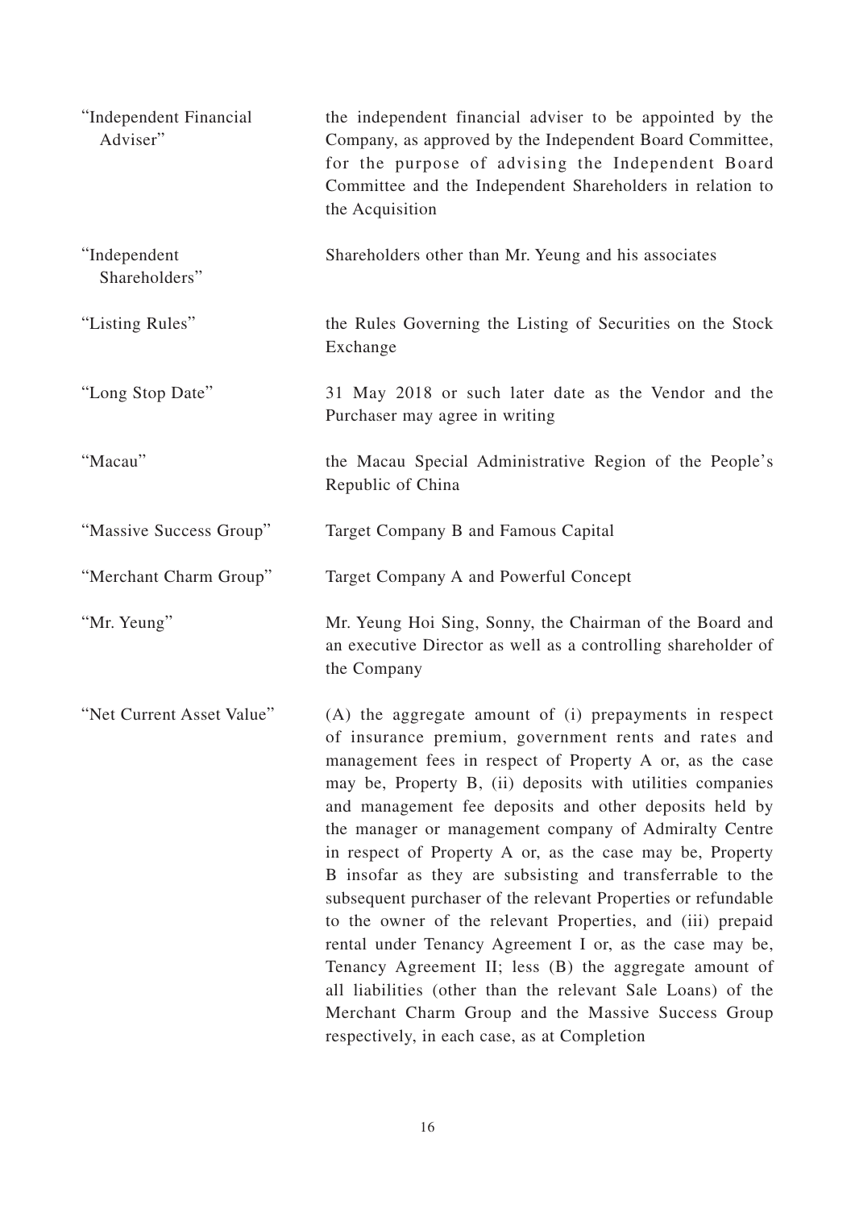| | |
|---|---|
| "Independent Financial Adviser" | the independent financial adviser to be appointed by the Company, as approved by the Independent Board Committee, for the purpose of advising the Independent Board Committee and the Independent Shareholders in relation to the Acquisition |
| "Independent Shareholders" | Shareholders other than Mr. Yeung and his associates |
| "Listing Rules" | the Rules Governing the Listing of Securities on the Stock Exchange |
| "Long Stop Date" | 31 May 2018 or such later date as the Vendor and the Purchaser may agree in writing |
| "Macau" | the Macau Special Administrative Region of the People's Republic of China |
| "Massive Success Group" | Target Company B and Famous Capital |
| "Merchant Charm Group" | Target Company A and Powerful Concept |
| "Mr. Yeung" | Mr. Yeung Hoi Sing, Sonny, the Chairman of the Board and an executive Director as well as a controlling shareholder of the Company |
| "Net Current Asset Value" | (A) the aggregate amount of (i) prepayments in respect of insurance premium, government rents and rates and management fees in respect of Property A or, as the case may be, Property B, (ii) deposits with utilities companies and management fee deposits and other deposits held by the manager or management company of Admiralty Centre in respect of Property A or, as the case may be, Property B insofar as they are subsisting and transferrable to the subsequent purchaser of the relevant Properties or refundable to the owner of the relevant Properties, and (iii) prepaid rental under Tenancy Agreement I or, as the case may be, Tenancy Agreement II; less (B) the aggregate amount of all liabilities (other than the relevant Sale Loans) of the Merchant Charm Group and the Massive Success Group respectively, in each case, as at Completion |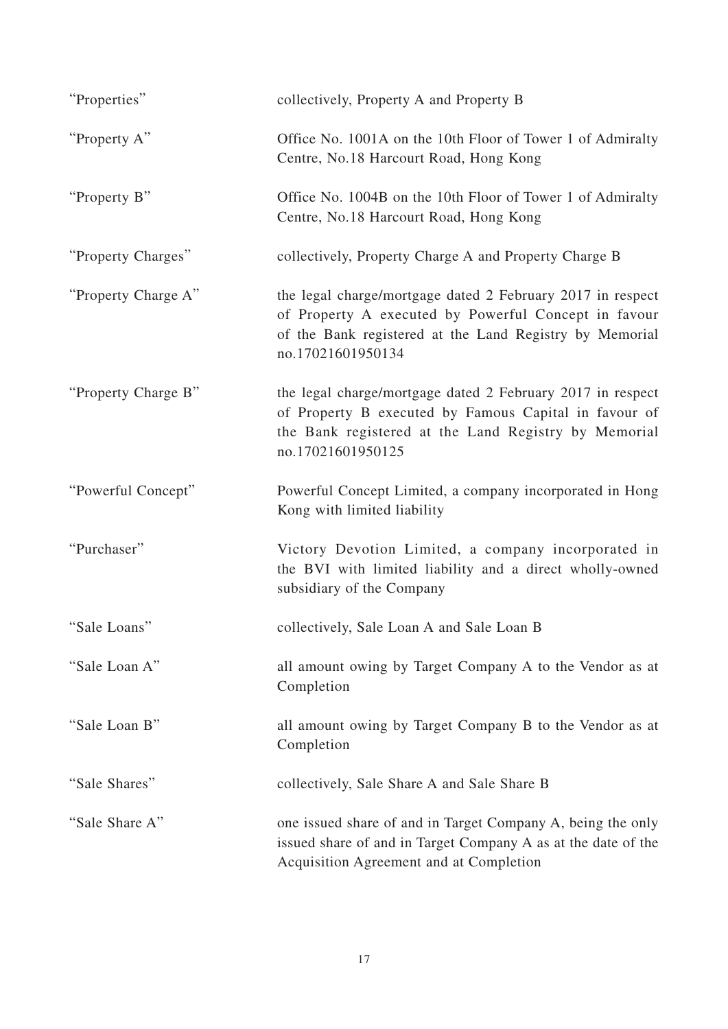| | |
|---|---|
| "Properties" | collectively, Property A and Property B |
| "Property A" | Office No. 1001A on the 10th Floor of Tower 1 of Admiralty Centre, No.18 Harcourt Road, Hong Kong |
| "Property B" | Office No. 1004B on the 10th Floor of Tower 1 of Admiralty Centre, No.18 Harcourt Road, Hong Kong |
| "Property Charges" | collectively, Property Charge A and Property Charge B |
| "Property Charge A" | the legal charge/mortgage dated 2 February 2017 in respect of Property A executed by Powerful Concept in favour of the Bank registered at the Land Registry by Memorial no.17021601950134 |
| "Property Charge B" | the legal charge/mortgage dated 2 February 2017 in respect of Property B executed by Famous Capital in favour of the Bank registered at the Land Registry by Memorial no.17021601950125 |
| "Powerful Concept" | Powerful Concept Limited, a company incorporated in Hong Kong with limited liability |
| "Purchaser" | Victory Devotion Limited, a company incorporated in the BVI with limited liability and a direct wholly-owned subsidiary of the Company |
| "Sale Loans" | collectively, Sale Loan A and Sale Loan B |
| "Sale Loan A" | all amount owing by Target Company A to the Vendor as at Completion |
| "Sale Loan B" | all amount owing by Target Company B to the Vendor as at Completion |
| "Sale Shares" | collectively, Sale Share A and Sale Share B |
| "Sale Share A" | one issued share of and in Target Company A, being the only issued share of and in Target Company A as at the date of the Acquisition Agreement and at Completion |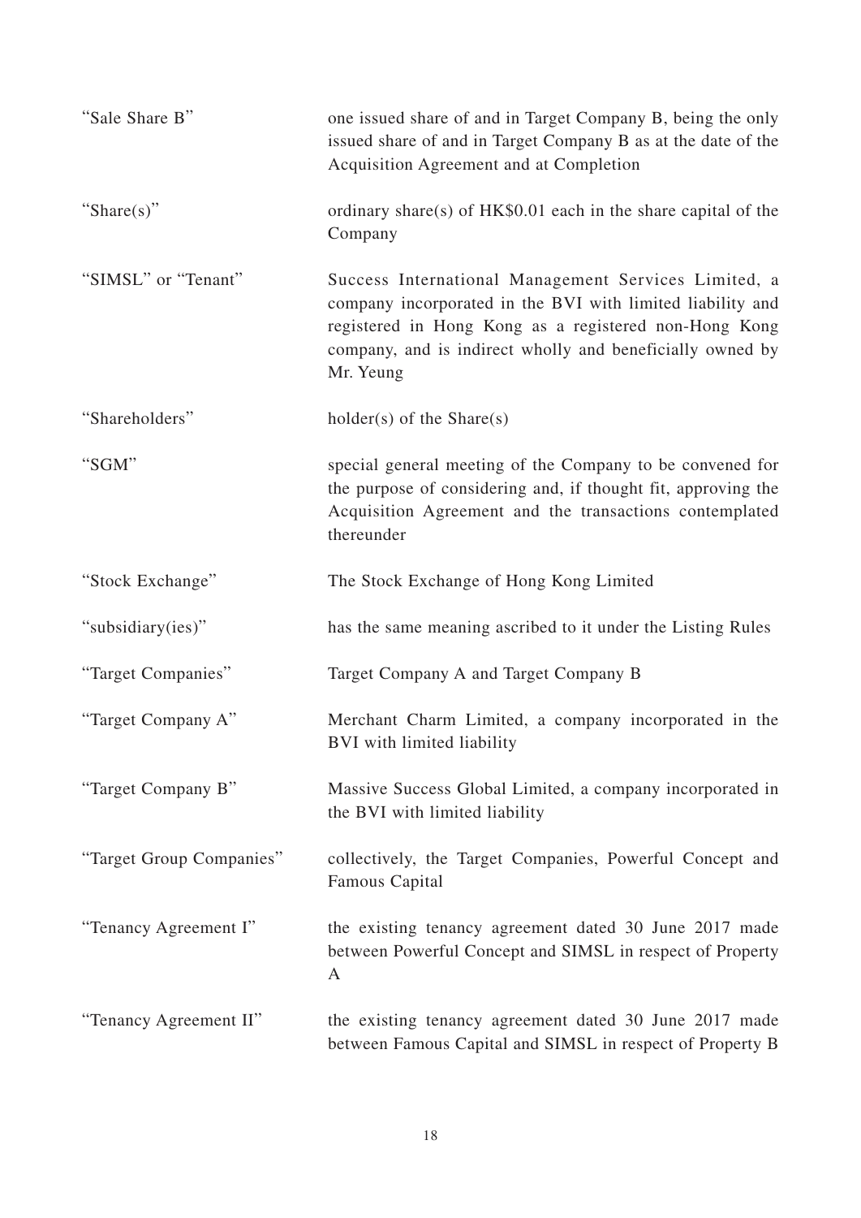| | |
|---|---|
| "Sale Share B" | one issued share of and in Target Company B, being the only issued share of and in Target Company B as at the date of the Acquisition Agreement and at Completion |
| "Share(s)" | ordinary share(s) of HK$0.01 each in the share capital of the Company |
| "SIMSL" or "Tenant" | Success International Management Services Limited, a company incorporated in the BVI with limited liability and registered in Hong Kong as a registered non-Hong Kong company, and is indirect wholly and beneficially owned by Mr. Yeung |
| "Shareholders" | holder(s) of the Share(s) |
| "SGM" | special general meeting of the Company to be convened for the purpose of considering and, if thought fit, approving the Acquisition Agreement and the transactions contemplated thereunder |
| "Stock Exchange" | The Stock Exchange of Hong Kong Limited |
| "subsidiary(ies)" | has the same meaning ascribed to it under the Listing Rules |
| "Target Companies" | Target Company A and Target Company B |
| "Target Company A" | Merchant Charm Limited, a company incorporated in the BVI with limited liability |
| "Target Company B" | Massive Success Global Limited, a company incorporated in the BVI with limited liability |
| "Target Group Companies" | collectively, the Target Companies, Powerful Concept and Famous Capital |
| "Tenancy Agreement I" | the existing tenancy agreement dated 30 June 2017 made between Powerful Concept and SIMSL in respect of Property A |
| "Tenancy Agreement II" | the existing tenancy agreement dated 30 June 2017 made between Famous Capital and SIMSL in respect of Property B |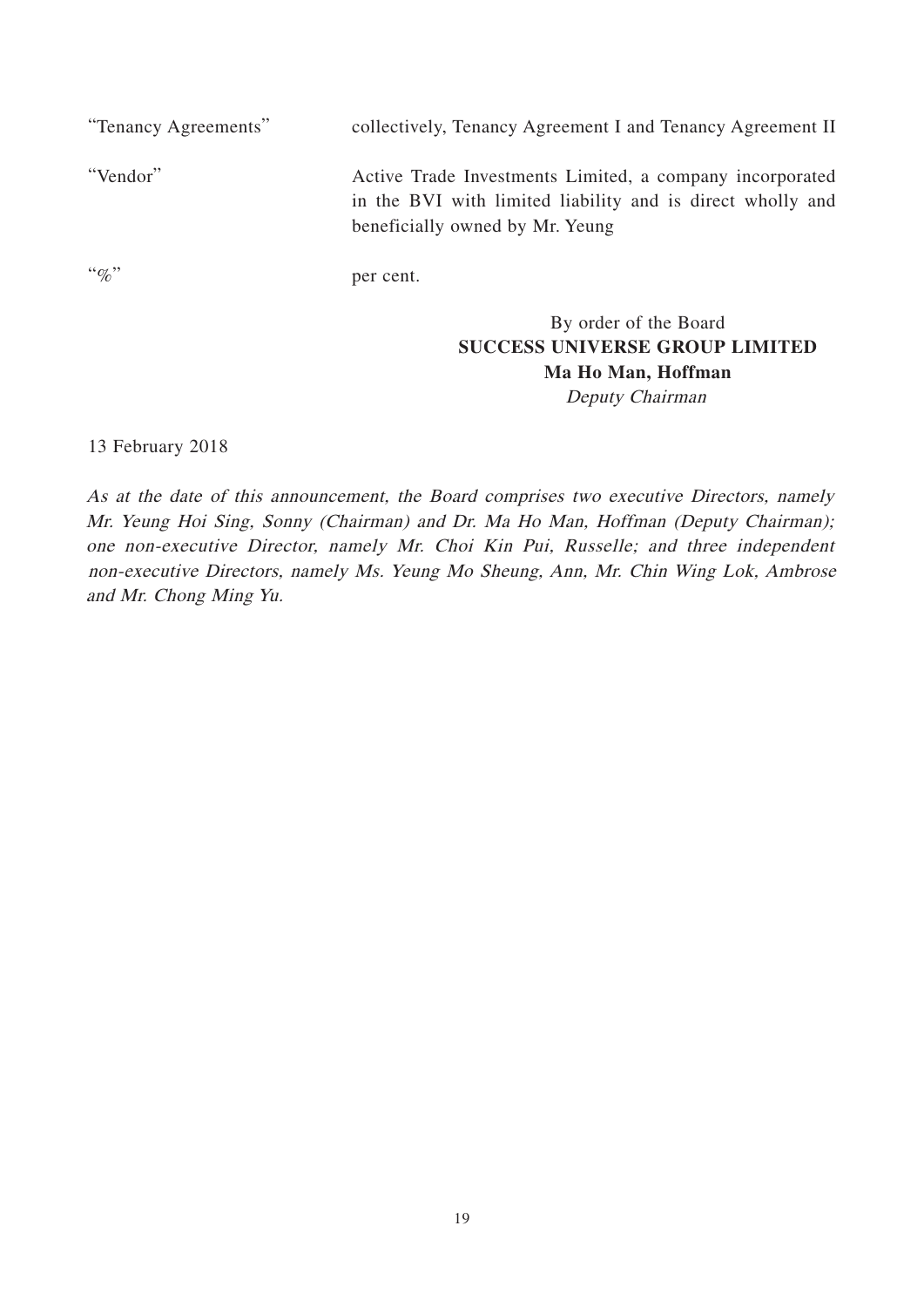| | |
|---|---|
| "Tenancy Agreements" | collectively, Tenancy Agreement I and Tenancy Agreement II |
| "Vendor" | Active Trade Investments Limited, a company incorporated in the BVI with limited liability and is direct wholly and beneficially owned by Mr. Yeung |
| "%" | per cent. |

By order of the Board
**SUCCESS UNIVERSE GROUP LIMITED**
**Ma Ho Man, Hoffman**
*Deputy Chairman*

13 February 2018

*As at the date of this announcement, the Board comprises two executive Directors, namely Mr. Yeung Hoi Sing, Sonny (Chairman) and Dr. Ma Ho Man, Hoffman (Deputy Chairman); one non-executive Director, namely Mr. Choi Kin Pui, Russelle; and three independent non-executive Directors, namely Ms. Yeung Mo Sheung, Ann, Mr. Chin Wing Lok, Ambrose and Mr. Chong Ming Yu.*